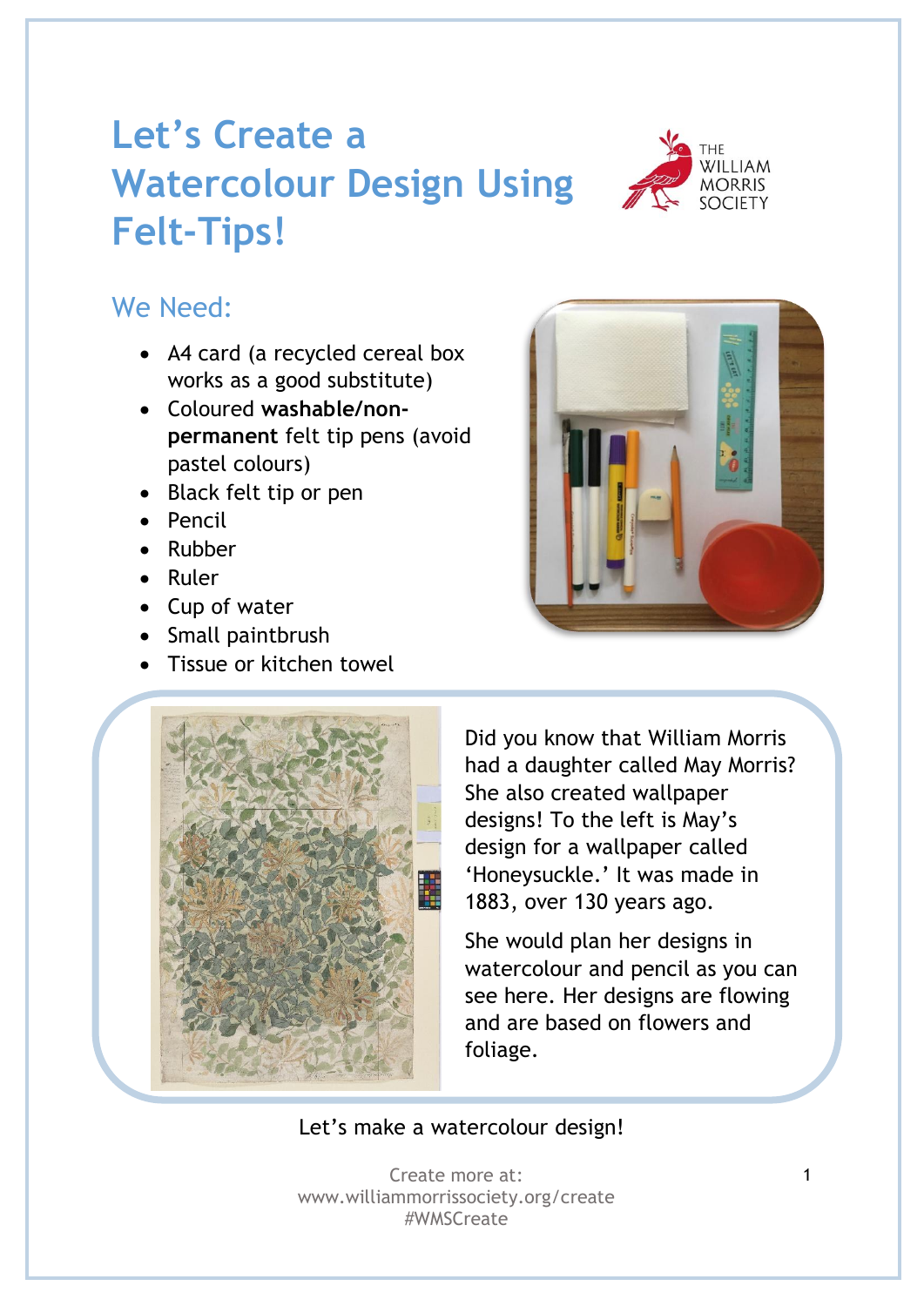# Let's Create a Watercolour Design Using Felt-Tips!

THE WILLIAM MORRIS SOCIETY

## We Need:

- A4 card (a recycled cereal box works as a good substitute)
- Coloured **washable/non-permanent** felt tip pens (avoid pastel colours)
- Black felt tip or pen
- Pencil
- Rubber
- Ruler
- Cup of water
- Small paintbrush
- Tissue or kitchen towel

Did you know that William Morris had a daughter called May Morris? She also created wallpaper designs! To the left is May's design for a wallpaper called 'Honeysuckle.' It was made in 1883, over 130 years ago.

She would plan her designs in watercolour and pencil as you can see here. Her designs are flowing and are based on flowers and foliage.

Let's make a watercolour design!

Create more at:
www.williammorrissociety.org/create
#WMSCreate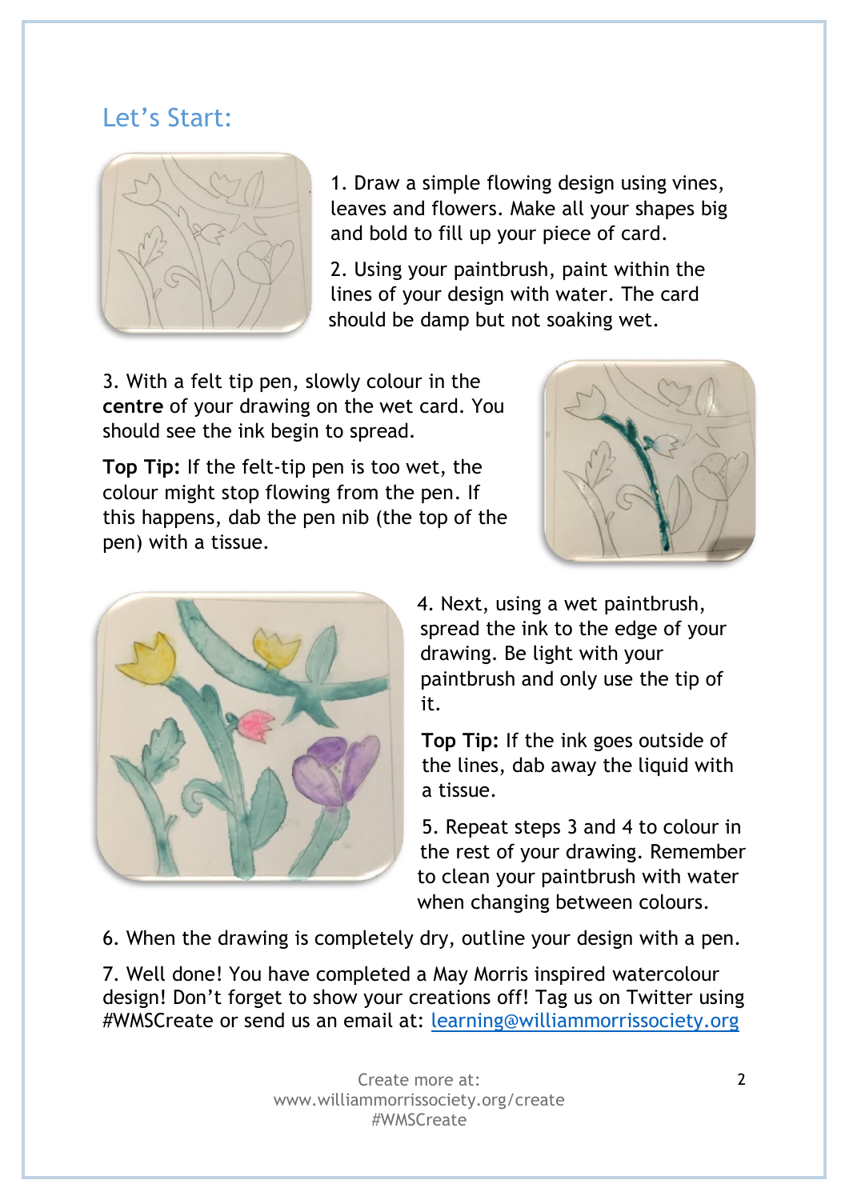## Let's Start:

1. Draw a simple flowing design using vines, leaves and flowers. Make all your shapes big and bold to fill up your piece of card.

2. Using your paintbrush, paint within the lines of your design with water. The card should be damp but not soaking wet.

3. With a felt tip pen, slowly colour in the **centre** of your drawing on the wet card. You should see the ink begin to spread.

**Top Tip:** If the felt-tip pen is too wet, the colour might stop flowing from the pen. If this happens, dab the pen nib (the top of the pen) with a tissue.

4. Next, using a wet paintbrush, spread the ink to the edge of your drawing. Be light with your paintbrush and only use the tip of it.

**Top Tip:** If the ink goes outside of the lines, dab away the liquid with a tissue.

5. Repeat steps 3 and 4 to colour in the rest of your drawing. Remember to clean your paintbrush with water when changing between colours.

6. When the drawing is completely dry, outline your design with a pen.

7. Well done! You have completed a May Morris inspired watercolour design! Don't forget to show your creations off! Tag us on Twitter using #WMSCreate or send us an email at: learning@williammorrissociety.org

Create more at:
www.williammorrissociety.org/create
#WMSCreate